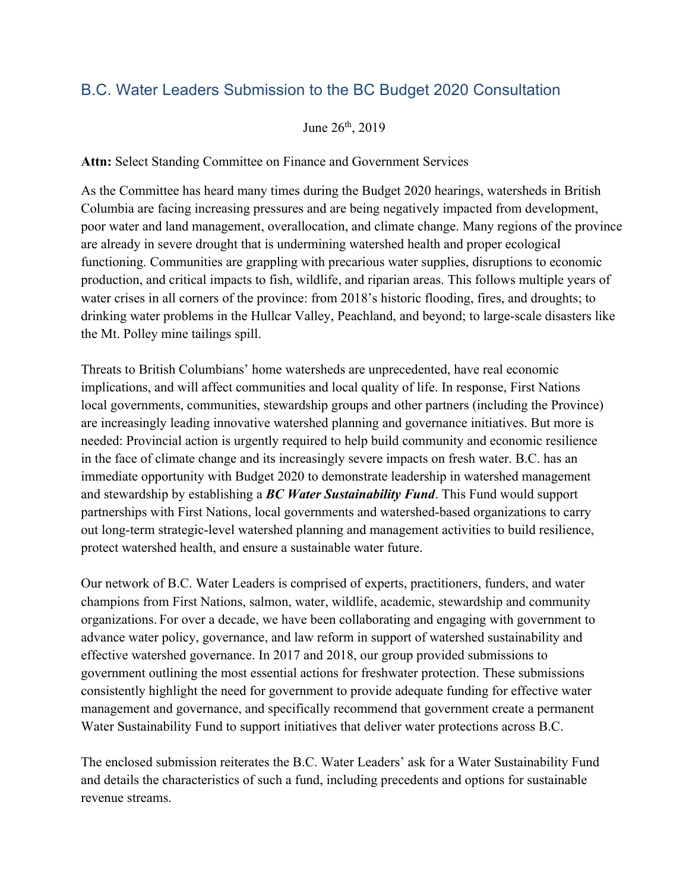# B.C. Water Leaders Submission to the BC Budget 2020 Consultation

June 26th, 2019

**Attn:** Select Standing Committee on Finance and Government Services

As the Committee has heard many times during the Budget 2020 hearings, watersheds in British Columbia are facing increasing pressures and are being negatively impacted from development, poor water and land management, overallocation, and climate change. Many regions of the province are already in severe drought that is undermining watershed health and proper ecological functioning. Communities are grappling with precarious water supplies, disruptions to economic production, and critical impacts to fish, wildlife, and riparian areas. This follows multiple years of water crises in all corners of the province: from 2018's historic flooding, fires, and droughts; to drinking water problems in the Hullcar Valley, Peachland, and beyond; to large-scale disasters like the Mt. Polley mine tailings spill.

Threats to British Columbians' home watersheds are unprecedented, have real economic implications, and will affect communities and local quality of life. In response, First Nations local governments, communities, stewardship groups and other partners (including the Province) are increasingly leading innovative watershed planning and governance initiatives. But more is needed: Provincial action is urgently required to help build community and economic resilience in the face of climate change and its increasingly severe impacts on fresh water. B.C. has an immediate opportunity with Budget 2020 to demonstrate leadership in watershed management and stewardship by establishing a ***BC Water Sustainability Fund***. This Fund would support partnerships with First Nations, local governments and watershed-based organizations to carry out long-term strategic-level watershed planning and management activities to build resilience, protect watershed health, and ensure a sustainable water future.

Our network of B.C. Water Leaders is comprised of experts, practitioners, funders, and water champions from First Nations, salmon, water, wildlife, academic, stewardship and community organizations. For over a decade, we have been collaborating and engaging with government to advance water policy, governance, and law reform in support of watershed sustainability and effective watershed governance. In 2017 and 2018, our group provided submissions to government outlining the most essential actions for freshwater protection. These submissions consistently highlight the need for government to provide adequate funding for effective water management and governance, and specifically recommend that government create a permanent Water Sustainability Fund to support initiatives that deliver water protections across B.C.

The enclosed submission reiterates the B.C. Water Leaders' ask for a Water Sustainability Fund and details the characteristics of such a fund, including precedents and options for sustainable revenue streams.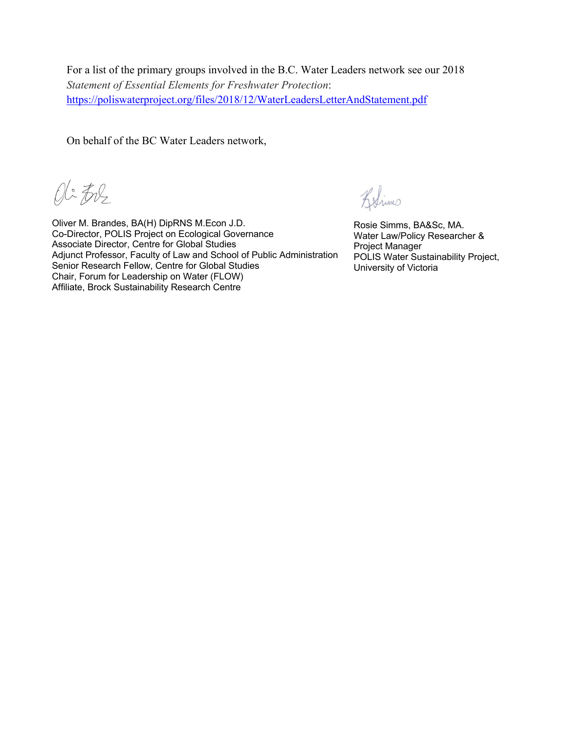For a list of the primary groups involved in the B.C. Water Leaders network see our 2018 *Statement of Essential Elements for Freshwater Protection*: https://poliswaterproject.org/files/2018/12/WaterLeadersLetterAndStatement.pdf

On behalf of the BC Water Leaders network,

Oliver M. Brandes, BA(H) DipRNS M.Econ J.D.
Co-Director, POLIS Project on Ecological Governance
Associate Director, Centre for Global Studies
Adjunct Professor, Faculty of Law and School of Public Administration
Senior Research Fellow, Centre for Global Studies
Chair, Forum for Leadership on Water (FLOW)
Affiliate, Brock Sustainability Research Centre

Rosie Simms, BA&Sc, MA.
Water Law/Policy Researcher &
Project Manager
POLIS Water Sustainability Project,
University of Victoria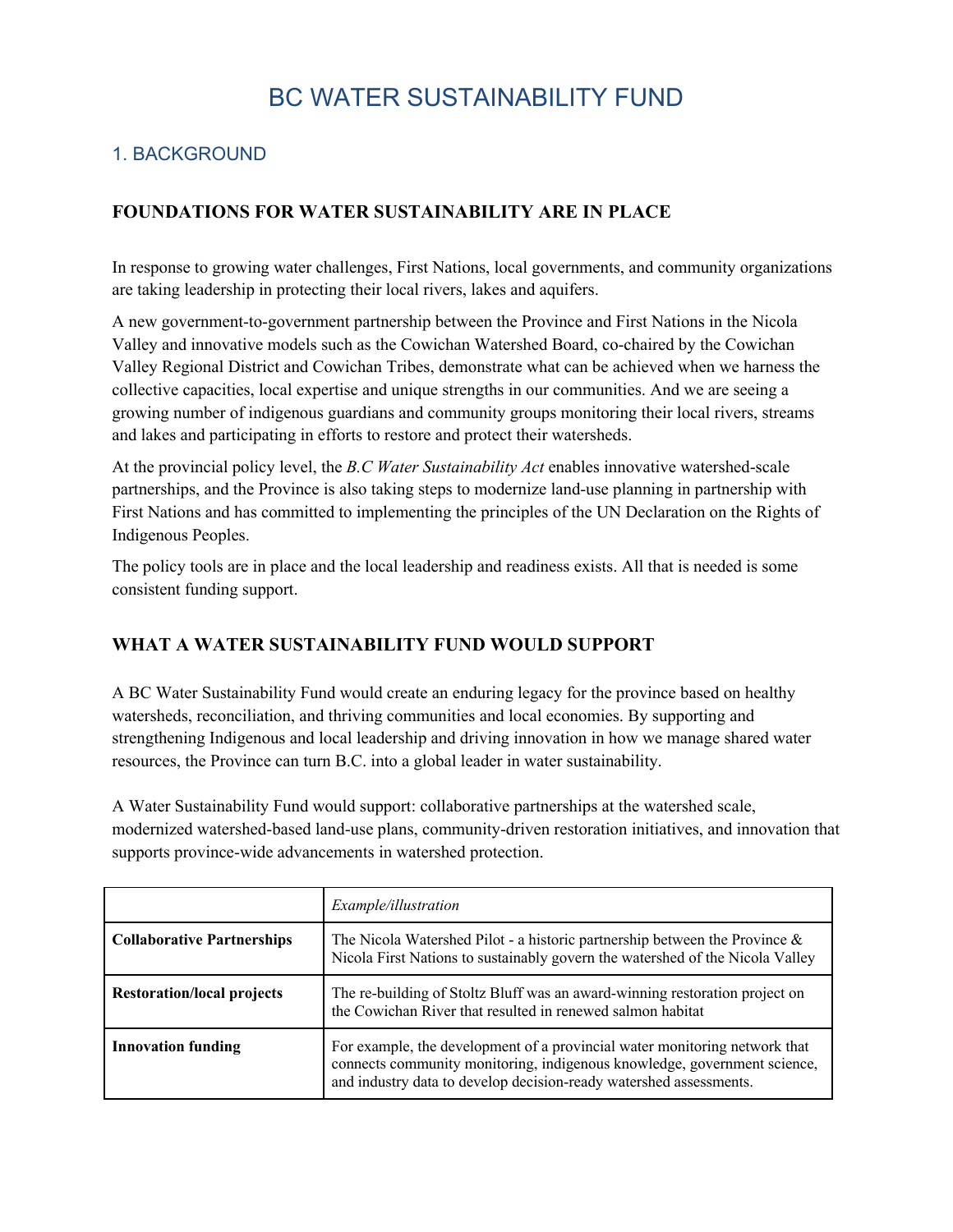# BC WATER SUSTAINABILITY FUND

## 1. BACKGROUND

### FOUNDATIONS FOR WATER SUSTAINABILITY ARE IN PLACE

In response to growing water challenges, First Nations, local governments, and community organizations are taking leadership in protecting their local rivers, lakes and aquifers.

A new government-to-government partnership between the Province and First Nations in the Nicola Valley and innovative models such as the Cowichan Watershed Board, co-chaired by the Cowichan Valley Regional District and Cowichan Tribes, demonstrate what can be achieved when we harness the collective capacities, local expertise and unique strengths in our communities. And we are seeing a growing number of indigenous guardians and community groups monitoring their local rivers, streams and lakes and participating in efforts to restore and protect their watersheds.

At the provincial policy level, the *B.C Water Sustainability Act* enables innovative watershed-scale partnerships, and the Province is also taking steps to modernize land-use planning in partnership with First Nations and has committed to implementing the principles of the UN Declaration on the Rights of Indigenous Peoples.

The policy tools are in place and the local leadership and readiness exists. All that is needed is some consistent funding support.

### WHAT A WATER SUSTAINABILITY FUND WOULD SUPPORT

A BC Water Sustainability Fund would create an enduring legacy for the province based on healthy watersheds, reconciliation, and thriving communities and local economies. By supporting and strengthening Indigenous and local leadership and driving innovation in how we manage shared water resources, the Province can turn B.C. into a global leader in water sustainability.

A Water Sustainability Fund would support: collaborative partnerships at the watershed scale, modernized watershed-based land-use plans, community-driven restoration initiatives, and innovation that supports province-wide advancements in watershed protection.

| | *Example/illustration* |
|---|---|
| **Collaborative Partnerships** | The Nicola Watershed Pilot - a historic partnership between the Province & Nicola First Nations to sustainably govern the watershed of the Nicola Valley |
| **Restoration/local projects** | The re-building of Stoltz Bluff was an award-winning restoration project on the Cowichan River that resulted in renewed salmon habitat |
| **Innovation funding** | For example, the development of a provincial water monitoring network that connects community monitoring, indigenous knowledge, government science, and industry data to develop decision-ready watershed assessments. |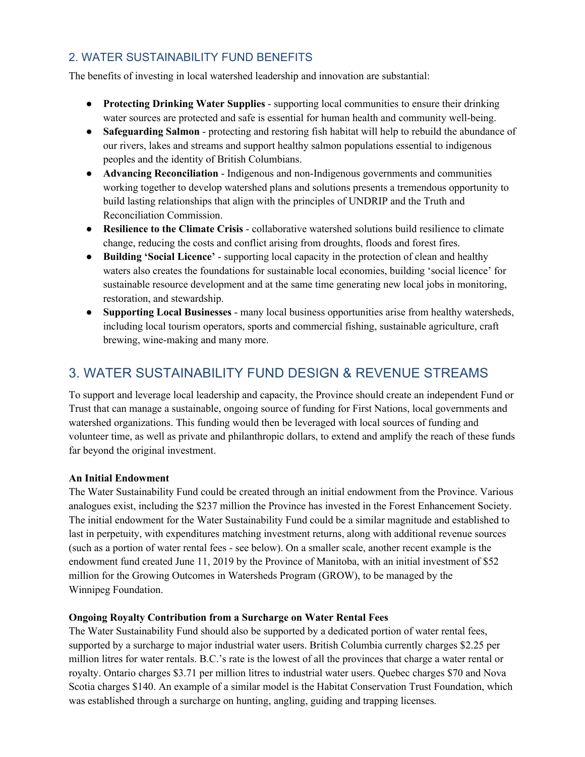## 2. WATER SUSTAINABILITY FUND BENEFITS

The benefits of investing in local watershed leadership and innovation are substantial:

- **Protecting Drinking Water Supplies** - supporting local communities to ensure their drinking water sources are protected and safe is essential for human health and community well-being.
- **Safeguarding Salmon** - protecting and restoring fish habitat will help to rebuild the abundance of our rivers, lakes and streams and support healthy salmon populations essential to indigenous peoples and the identity of British Columbians.
- **Advancing Reconciliation** - Indigenous and non-Indigenous governments and communities working together to develop watershed plans and solutions presents a tremendous opportunity to build lasting relationships that align with the principles of UNDRIP and the Truth and Reconciliation Commission.
- **Resilience to the Climate Crisis** - collaborative watershed solutions build resilience to climate change, reducing the costs and conflict arising from droughts, floods and forest fires.
- **Building 'Social Licence'** - supporting local capacity in the protection of clean and healthy waters also creates the foundations for sustainable local economies, building 'social licence' for sustainable resource development and at the same time generating new local jobs in monitoring, restoration, and stewardship.
- **Supporting Local Businesses** - many local business opportunities arise from healthy watersheds, including local tourism operators, sports and commercial fishing, sustainable agriculture, craft brewing, wine-making and many more.

## 3. WATER SUSTAINABILITY FUND DESIGN & REVENUE STREAMS

To support and leverage local leadership and capacity, the Province should create an independent Fund or Trust that can manage a sustainable, ongoing source of funding for First Nations, local governments and watershed organizations. This funding would then be leveraged with local sources of funding and volunteer time, as well as private and philanthropic dollars, to extend and amplify the reach of these funds far beyond the original investment.

**An Initial Endowment**

The Water Sustainability Fund could be created through an initial endowment from the Province. Various analogues exist, including the $237 million the Province has invested in the Forest Enhancement Society. The initial endowment for the Water Sustainability Fund could be a similar magnitude and established to last in perpetuity, with expenditures matching investment returns, along with additional revenue sources (such as a portion of water rental fees - see below). On a smaller scale, another recent example is the endowment fund created June 11, 2019 by the Province of Manitoba, with an initial investment of $52 million for the Growing Outcomes in Watersheds Program (GROW), to be managed by the Winnipeg Foundation.

**Ongoing Royalty Contribution from a Surcharge on Water Rental Fees**

The Water Sustainability Fund should also be supported by a dedicated portion of water rental fees, supported by a surcharge to major industrial water users. British Columbia currently charges $2.25 per million litres for water rentals. B.C.'s rate is the lowest of all the provinces that charge a water rental or royalty. Ontario charges $3.71 per million litres to industrial water users. Quebec charges $70 and Nova Scotia charges $140. An example of a similar model is the Habitat Conservation Trust Foundation, which was established through a surcharge on hunting, angling, guiding and trapping licenses.